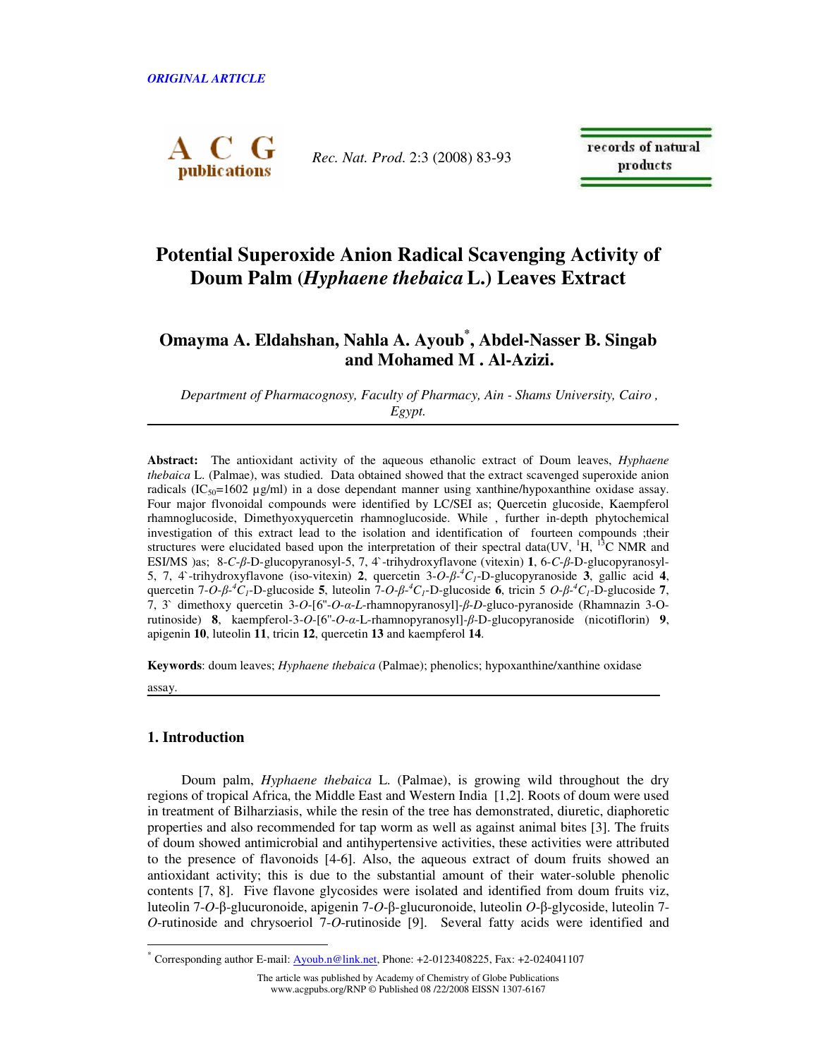*ORIGINAL ARTICLE*

# Potential Superoxide Anion Radical Scavenging Activity of Doum Palm (*Hyphaene thebaica* L.) Leaves Extract

## Omayma A. Eldahshan, Nahla A. Ayoub*, Abdel-Nasser B. Singab and Mohamed M . Al-Azizi.

*Department of Pharmacognosy, Faculty of Pharmacy, Ain - Shams University, Cairo , Egypt.*

**Abstract:** The antioxidant activity of the aqueous ethanolic extract of Doum leaves, *Hyphaene thebaica* L. (Palmae), was studied. Data obtained showed that the extract scavenged superoxide anion radicals ($IC_{50}$=1602 µg/ml) in a dose dependant manner using xanthine/hypoxanthine oxidase assay. Four major flvonoidal compounds were identified by LC/SEI as; Quercetin glucoside, Kaempferol rhamnoglucoside, Dimethyoxyquercetin rhamnoglucoside. While , further in-depth phytochemical investigation of this extract lead to the isolation and identification of fourteen compounds ;their structures were elucidated based upon the interpretation of their spectral data(UV, $^{1}H$, $^{13}C$ NMR and ESI/MS )as; 8-*C*-*β*-D-glucopyranosyl-5, 7, 4`-trihydroxyflavone (vitexin) **1**, 6-*C*-*β*-D-glucopyranosyl-5, 7, 4`-trihydroxyflavone (iso-vitexin) **2**, quercetin 3-*O*-*β*-$^{4}C_{1}$-D-glucopyranoside **3**, gallic acid **4**, quercetin 7-*O*-*β*-$^{4}C_{1}$-D-glucoside **5**, luteolin 7-*O*-*β*-$^{4}C_{1}$-D-glucoside **6**, tricin 5 *O*-*β*-$^{4}C_{1}$-D-glucoside **7**, 7, 3` dimethoxy quercetin 3-*O*-[6''-*O*-*α*-*L*-rhamnopyranosyl]-*β*-*D*-gluco-pyranoside (Rhamnazin 3-O-rutinoside) **8**, kaempferol-3-*O*-[6''-*O*-*α*-L-rhamnopyranosyl]-*β*-D-glucopyranoside (nicotiflorin) **9**, apigenin **10**, luteolin **11**, tricin **12**, quercetin **13** and kaempferol **14**.

**Keywords**: doum leaves; *Hyphaene thebaica* (Palmae); phenolics; hypoxanthine/xanthine oxidase assay.

## 1. Introduction

Doum palm, *Hyphaene thebaica* L. (Palmae), is growing wild throughout the dry regions of tropical Africa, the Middle East and Western India [1,2]. Roots of doum were used in treatment of Bilharziasis, while the resin of the tree has demonstrated, diuretic, diaphoretic properties and also recommended for tap worm as well as against animal bites [3]. The fruits of doum showed antimicrobial and antihypertensive activities, these activities were attributed to the presence of flavonoids [4-6]. Also, the aqueous extract of doum fruits showed an antioxidant activity; this is due to the substantial amount of their water-soluble phenolic contents [7, 8]. Five flavone glycosides were isolated and identified from doum fruits viz, luteolin 7-*O*-β-glucuronoide, apigenin 7-*O*-β-glucuronoide, luteolin *O*-β-glycoside, luteolin 7-*O*-rutinoside and chrysoeriol 7-*O*-rutinoside [9]. Several fatty acids were identified and

* Corresponding author E-mail: Ayoub.n@link.net, Phone: +2-0123408225, Fax: +2-024041107

The article was published by Academy of Chemistry of Globe Publications
www.acgpubs.org/RNP © Published 08 /22/2008 EISSN 1307-6167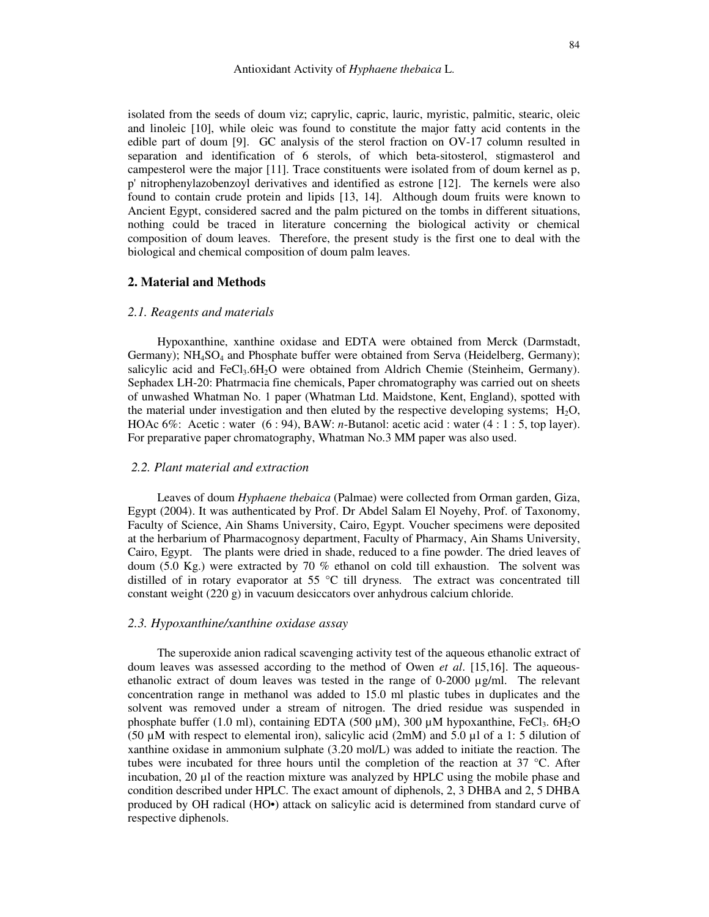isolated from the seeds of doum viz; caprylic, capric, lauric, myristic, palmitic, stearic, oleic and linoleic [10], while oleic was found to constitute the major fatty acid contents in the edible part of doum [9]. GC analysis of the sterol fraction on OV-17 column resulted in separation and identification of 6 sterols, of which beta-sitosterol, stigmasterol and campesterol were the major [11]. Trace constituents were isolated from of doum kernel as p, p' nitrophenylazobenzoyl derivatives and identified as estrone [12]. The kernels were also found to contain crude protein and lipids [13, 14]. Although doum fruits were known to Ancient Egypt, considered sacred and the palm pictured on the tombs in different situations, nothing could be traced in literature concerning the biological activity or chemical composition of doum leaves. Therefore, the present study is the first one to deal with the biological and chemical composition of doum palm leaves.

## 2. Material and Methods

### *2.1. Reagents and materials*

Hypoxanthine, xanthine oxidase and EDTA were obtained from Merck (Darmstadt, Germany); $NH_4SO_4$ and Phosphate buffer were obtained from Serva (Heidelberg, Germany); salicylic acid and $FeCl_3.6H_2O$ were obtained from Aldrich Chemie (Steinheim, Germany). Sephadex LH-20: Phatrmacia fine chemicals, Paper chromatography was carried out on sheets of unwashed Whatman No. 1 paper (Whatman Ltd. Maidstone, Kent, England), spotted with the material under investigation and then eluted by the respective developing systems; $H_2O$, HOAc 6%: Acetic : water (6 : 94), BAW: *n*-Butanol: acetic acid : water (4 : 1 : 5, top layer). For preparative paper chromatography, Whatman No.3 MM paper was also used.

### *2.2. Plant material and extraction*

Leaves of doum *Hyphaene thebaica* (Palmae) were collected from Orman garden, Giza, Egypt (2004). It was authenticated by Prof. Dr Abdel Salam El Noyehy, Prof. of Taxonomy, Faculty of Science, Ain Shams University, Cairo, Egypt. Voucher specimens were deposited at the herbarium of Pharmacognosy department, Faculty of Pharmacy, Ain Shams University, Cairo, Egypt. The plants were dried in shade, reduced to a fine powder. The dried leaves of doum (5.0 Kg.) were extracted by 70 % ethanol on cold till exhaustion. The solvent was distilled of in rotary evaporator at 55 °C till dryness. The extract was concentrated till constant weight (220 g) in vacuum desiccators over anhydrous calcium chloride.

### *2.3. Hypoxanthine/xanthine oxidase assay*

The superoxide anion radical scavenging activity test of the aqueous ethanolic extract of doum leaves was assessed according to the method of Owen *et al*. [15,16]. The aqueous-ethanolic extract of doum leaves was tested in the range of 0-2000 µg/ml. The relevant concentration range in methanol was added to 15.0 ml plastic tubes in duplicates and the solvent was removed under a stream of nitrogen. The dried residue was suspended in phosphate buffer (1.0 ml), containing EDTA (500 µM), 300 µM hypoxanthine, $FeCl_3$. $6H_2O$ (50 µM with respect to elemental iron), salicylic acid (2mM) and 5.0 µl of a 1: 5 dilution of xanthine oxidase in ammonium sulphate (3.20 mol/L) was added to initiate the reaction. The tubes were incubated for three hours until the completion of the reaction at 37 °C. After incubation, 20 µl of the reaction mixture was analyzed by HPLC using the mobile phase and condition described under HPLC. The exact amount of diphenols, 2, 3 DHBA and 2, 5 DHBA produced by OH radical (HO•) attack on salicylic acid is determined from standard curve of respective diphenols.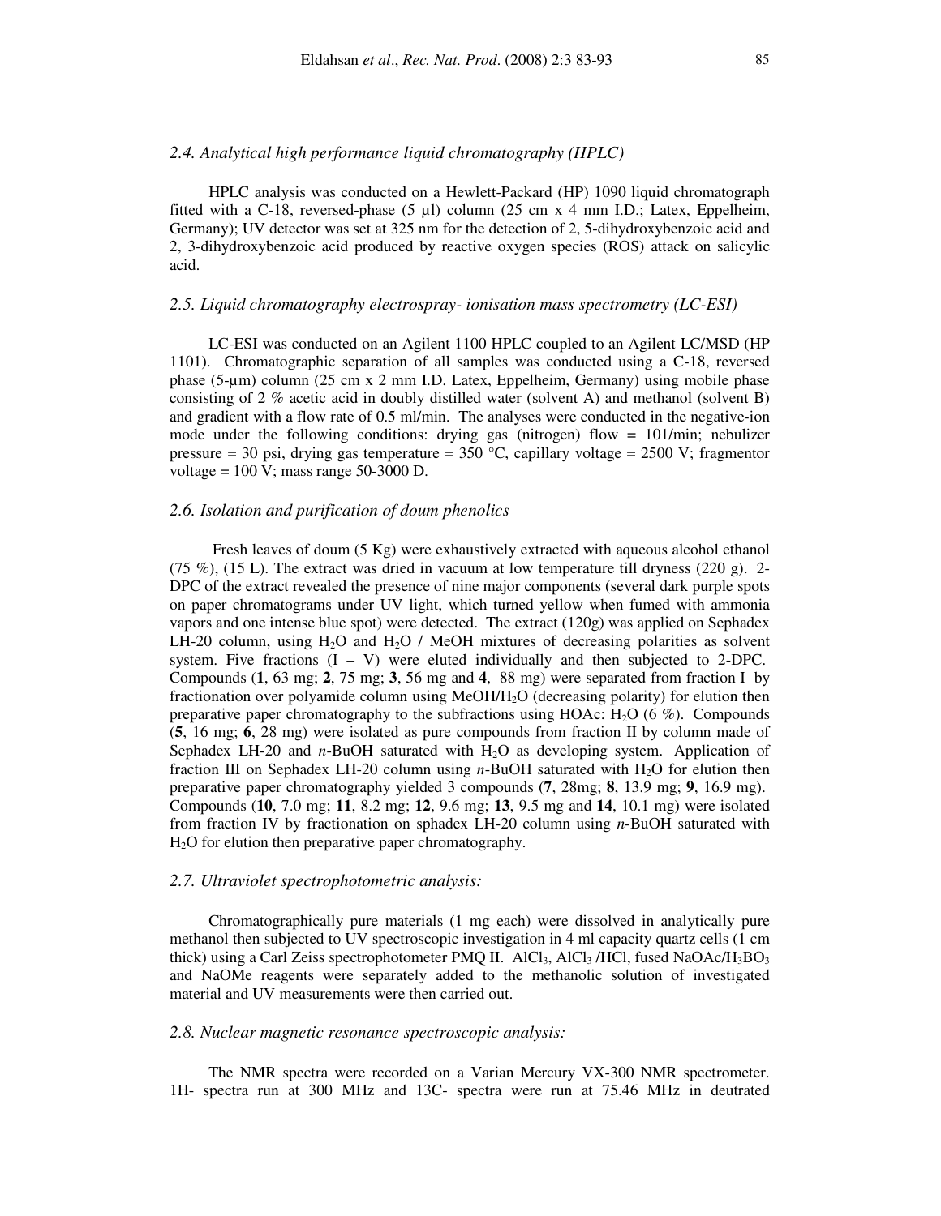### *2.4. Analytical high performance liquid chromatography (HPLC)*

HPLC analysis was conducted on a Hewlett-Packard (HP) 1090 liquid chromatograph fitted with a C-18, reversed-phase (5 µl) column (25 cm x 4 mm I.D.; Latex, Eppelheim, Germany); UV detector was set at 325 nm for the detection of 2, 5-dihydroxybenzoic acid and 2, 3-dihydroxybenzoic acid produced by reactive oxygen species (ROS) attack on salicylic acid.

### *2.5. Liquid chromatography electrospray- ionisation mass spectrometry (LC-ESI)*

LC-ESI was conducted on an Agilent 1100 HPLC coupled to an Agilent LC/MSD (HP 1101). Chromatographic separation of all samples was conducted using a C-18, reversed phase (5-µm) column (25 cm x 2 mm I.D. Latex, Eppelheim, Germany) using mobile phase consisting of 2 % acetic acid in doubly distilled water (solvent A) and methanol (solvent B) and gradient with a flow rate of 0.5 ml/min. The analyses were conducted in the negative-ion mode under the following conditions: drying gas (nitrogen) flow = 101/min; nebulizer pressure = 30 psi, drying gas temperature = 350 °C, capillary voltage = 2500 V; fragmentor voltage = 100 V; mass range 50-3000 D.

### *2.6. Isolation and purification of doum phenolics*

Fresh leaves of doum (5 Kg) were exhaustively extracted with aqueous alcohol ethanol (75 %), (15 L). The extract was dried in vacuum at low temperature till dryness (220 g). 2-DPC of the extract revealed the presence of nine major components (several dark purple spots on paper chromatograms under UV light, which turned yellow when fumed with ammonia vapors and one intense blue spot) were detected. The extract (120g) was applied on Sephadex LH-20 column, using $H_2O$ and $H_2O$ / MeOH mixtures of decreasing polarities as solvent system. Five fractions (I – V) were eluted individually and then subjected to 2-DPC. Compounds (**1**, 63 mg; **2**, 75 mg; **3**, 56 mg and **4**, 88 mg) were separated from fraction I by fractionation over polyamide column using MeOH/$H_2O$ (decreasing polarity) for elution then preparative paper chromatography to the subfractions using HOAc: $H_2O$ (6 %). Compounds (**5**, 16 mg; **6**, 28 mg) were isolated as pure compounds from fraction II by column made of Sephadex LH-20 and *n*-BuOH saturated with $H_2O$ as developing system. Application of fraction III on Sephadex LH-20 column using *n*-BuOH saturated with $H_2O$ for elution then preparative paper chromatography yielded 3 compounds (**7**, 28mg; **8**, 13.9 mg; **9**, 16.9 mg). Compounds (**10**, 7.0 mg; **11**, 8.2 mg; **12**, 9.6 mg; **13**, 9.5 mg and **14**, 10.1 mg) were isolated from fraction IV by fractionation on sphadex LH-20 column using *n*-BuOH saturated with $H_2O$ for elution then preparative paper chromatography.

### *2.7. Ultraviolet spectrophotometric analysis:*

Chromatographically pure materials (1 mg each) were dissolved in analytically pure methanol then subjected to UV spectroscopic investigation in 4 ml capacity quartz cells (1 cm thick) using a Carl Zeiss spectrophotometer PMQ II. $AlCl_3$, $AlCl_3$ /HCl, fused NaOAc/$H_3BO_3$ and NaOMe reagents were separately added to the methanolic solution of investigated material and UV measurements were then carried out.

### *2.8. Nuclear magnetic resonance spectroscopic analysis:*

The NMR spectra were recorded on a Varian Mercury VX-300 NMR spectrometer. 1H- spectra run at 300 MHz and 13C- spectra were run at 75.46 MHz in deutrated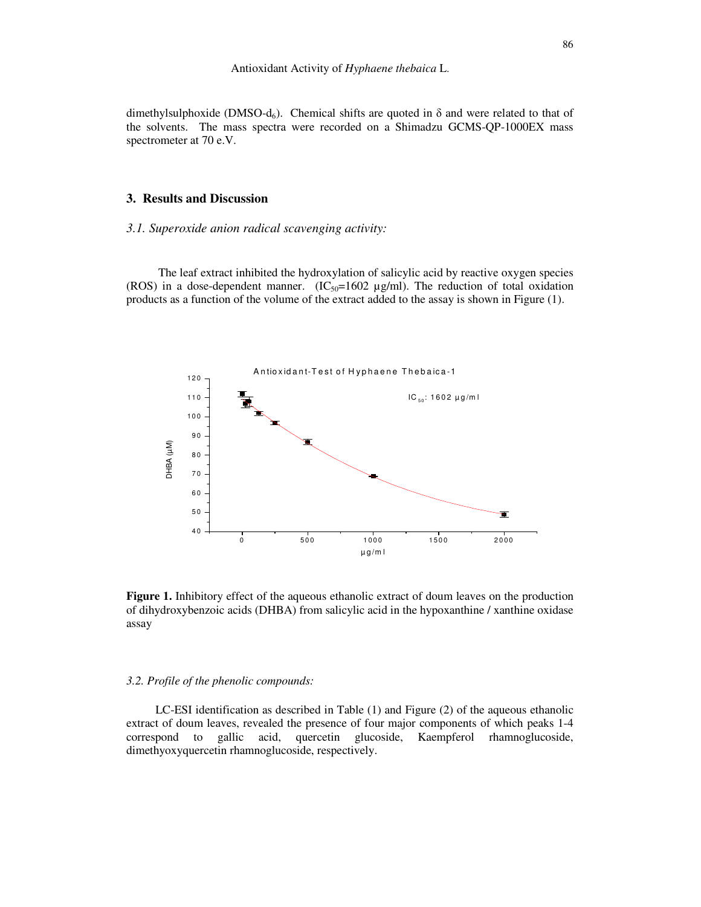dimethylsulphoxide (DMSO-$d_6$). Chemical shifts are quoted in δ and were related to that of the solvents. The mass spectra were recorded on a Shimadzu GCMS-QP-1000EX mass spectrometer at 70 e.V.

## 3. Results and Discussion

### *3.1. Superoxide anion radical scavenging activity:*

The leaf extract inhibited the hydroxylation of salicylic acid by reactive oxygen species (ROS) in a dose-dependent manner. ($IC_{50}$=1602 µg/ml). The reduction of total oxidation products as a function of the volume of the extract added to the assay is shown in Figure (1).

**Figure 1.** Inhibitory effect of the aqueous ethanolic extract of doum leaves on the production of dihydroxybenzoic acids (DHBA) from salicylic acid in the hypoxanthine / xanthine oxidase assay

### *3.2. Profile of the phenolic compounds:*

LC-ESI identification as described in Table (1) and Figure (2) of the aqueous ethanolic extract of doum leaves, revealed the presence of four major components of which peaks 1-4 correspond to gallic acid, quercetin glucoside, Kaempferol rhamnoglucoside, dimethyoxyquercetin rhamnoglucoside, respectively.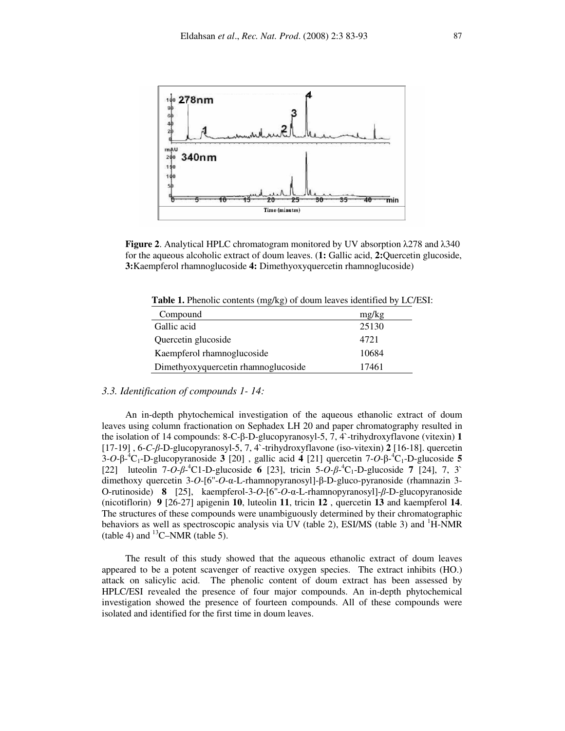**Figure 2**. Analytical HPLC chromatogram monitored by UV absorption λ278 and λ340 for the aqueous alcoholic extract of doum leaves. (**1:** Gallic acid, **2:**Quercetin glucoside, **3:**Kaempferol rhamnoglucoside **4:** Dimethyoxyquercetin rhamnoglucoside)

**Table 1.** Phenolic contents (mg/kg) of doum leaves identified by LC/ESI:

| Compound | mg/kg |
|---|---|
| Gallic acid | 25130 |
| Quercetin glucoside | 4721 |
| Kaempferol rhamnoglucoside | 10684 |
| Dimethyoxyquercetin rhamnoglucoside | 17461 |

### *3.3. Identification of compounds 1- 14:*

An in-depth phytochemical investigation of the aqueous ethanolic extract of doum leaves using column fractionation on Sephadex LH 20 and paper chromatography resulted in the isolation of 14 compounds: 8-C-β-D-glucopyranosyl-5, 7, 4`-trihydroxyflavone (vitexin) **1** [17-19] , 6-*C*-*β*-D-glucopyranosyl-5, 7, 4`-trihydroxyflavone (iso-vitexin) **2** [16-18]. quercetin 3-*O*-β-$^4C_1$-D-glucopyranoside **3** [20] , gallic acid **4** [21] quercetin 7-*O*-β-$^4C_1$-D-glucoside **5** [22] luteolin 7-*O*-*β*-$^4$C1-D-glucoside **6** [23], tricin 5-*O*-*β*-$^4C_1$-D-glucoside **7** [24], 7, 3` dimethoxy quercetin 3-*O*-[6"-*O*-α-L-rhamnopyranosyl]-β-D-gluco-pyranoside (rhamnazin 3-O-rutinoside) **8** [25], kaempferol-3-*O*-[6"-*O*-α-L-rhamnopyranosyl]-*β*-D-glucopyranoside (nicotiflorin) **9** [26-27] apigenin **10**, luteolin **11**, tricin **12** , quercetin **13** and kaempferol **14**. The structures of these compounds were unambiguously determined by their chromatographic behaviors as well as spectroscopic analysis via UV (table 2), ESI/MS (table 3) and $^1$H-NMR (table 4) and $^{13}$C–NMR (table 5).

The result of this study showed that the aqueous ethanolic extract of doum leaves appeared to be a potent scavenger of reactive oxygen species. The extract inhibits (HO.) attack on salicylic acid. The phenolic content of doum extract has been assessed by HPLC/ESI revealed the presence of four major compounds. An in-depth phytochemical investigation showed the presence of fourteen compounds. All of these compounds were isolated and identified for the first time in doum leaves.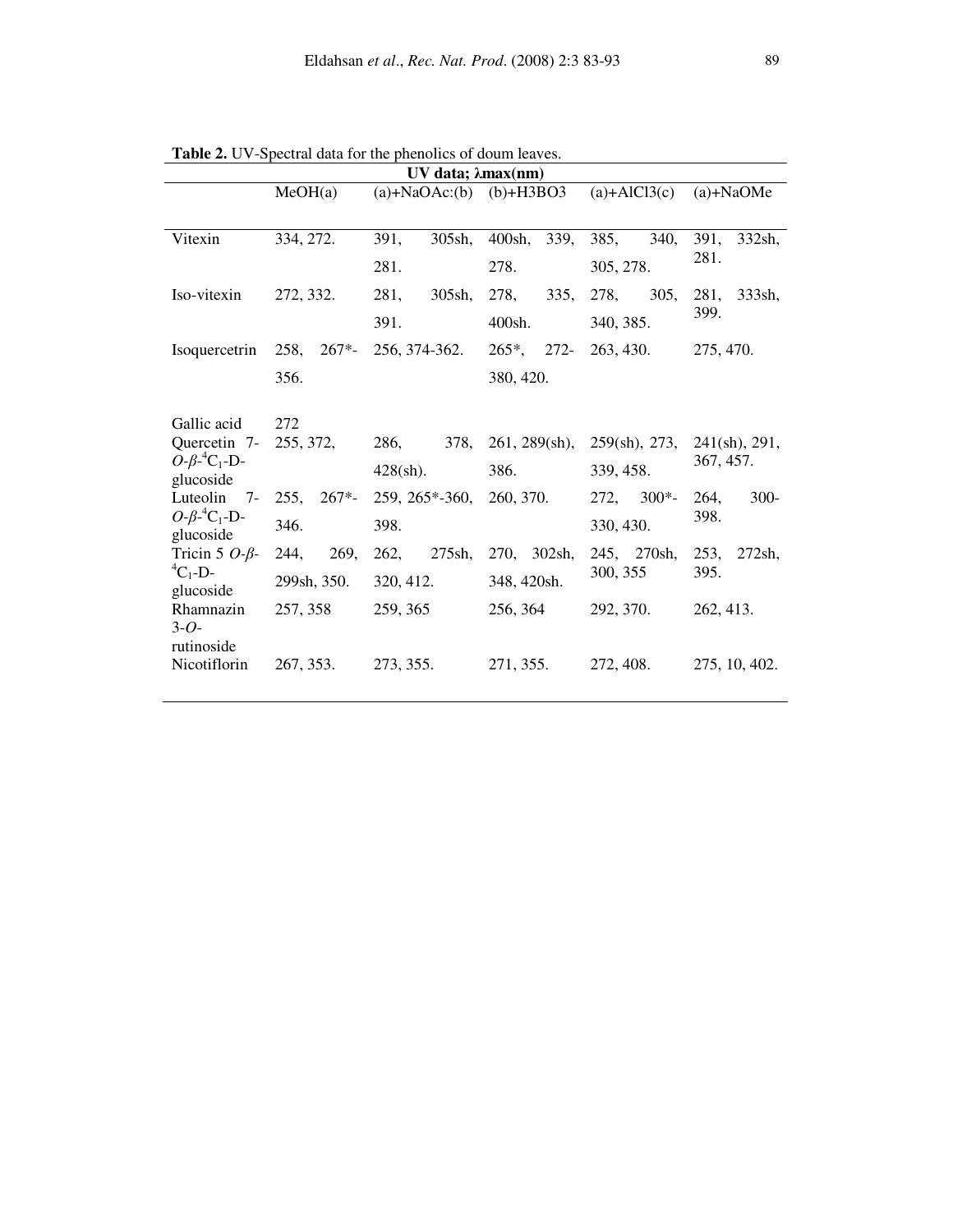**Table 2.** UV-Spectral data for the phenolics of doum leaves.

| | UV data; λmax(nm) | | | | |
|---|---|---|---|---|---|
| | MeOH(a) | (a)+NaOAc:(b) | (b)+H3BO3 | (a)+AlCl3(c) | (a)+NaOMe |
| Vitexin | 334, 272. | 391, 305sh, 281. | 400sh, 339, 278. | 385, 340, 305, 278. | 391, 332sh, 281. |
| Iso-vitexin | 272, 332. | 281, 305sh, 391. | 278, 335, 400sh. | 278, 305, 340, 385. | 281, 333sh, 399. |
| Isoquercetrin | 258, 267*-356. | 256, 374-362. | 265*, 272-380, 420. | 263, 430. | 275, 470. |
| Gallic acid | 272 | | | | |
| Quercetin 7-*O*-*β*-$^4C_1$-D-glucoside | 255, 372, | 286, 378, 428(sh). | 261, 289(sh), 386. | 259(sh), 273, 339, 458. | 241(sh), 291, 367, 457. |
| Luteolin 7-*O*-*β*-$^4C_1$-D-glucoside | 255, 267*-346. | 259, 265*-360, 398. | 260, 370. | 272, 300*-330, 430. | 264, 300-398. |
| Tricin 5 *O*-*β*-$^4C_1$-D-glucoside | 244, 269, 299sh, 350. | 262, 275sh, 320, 412. | 270, 302sh, 348, 420sh. | 245, 270sh, 300, 355 | 253, 272sh, 395. |
| Rhamnazin 3-*O*-rutinoside | 257, 358 | 259, 365 | 256, 364 | 292, 370. | 262, 413. |
| Nicotiflorin | 267, 353. | 273, 355. | 271, 355. | 272, 408. | 275, 10, 402. |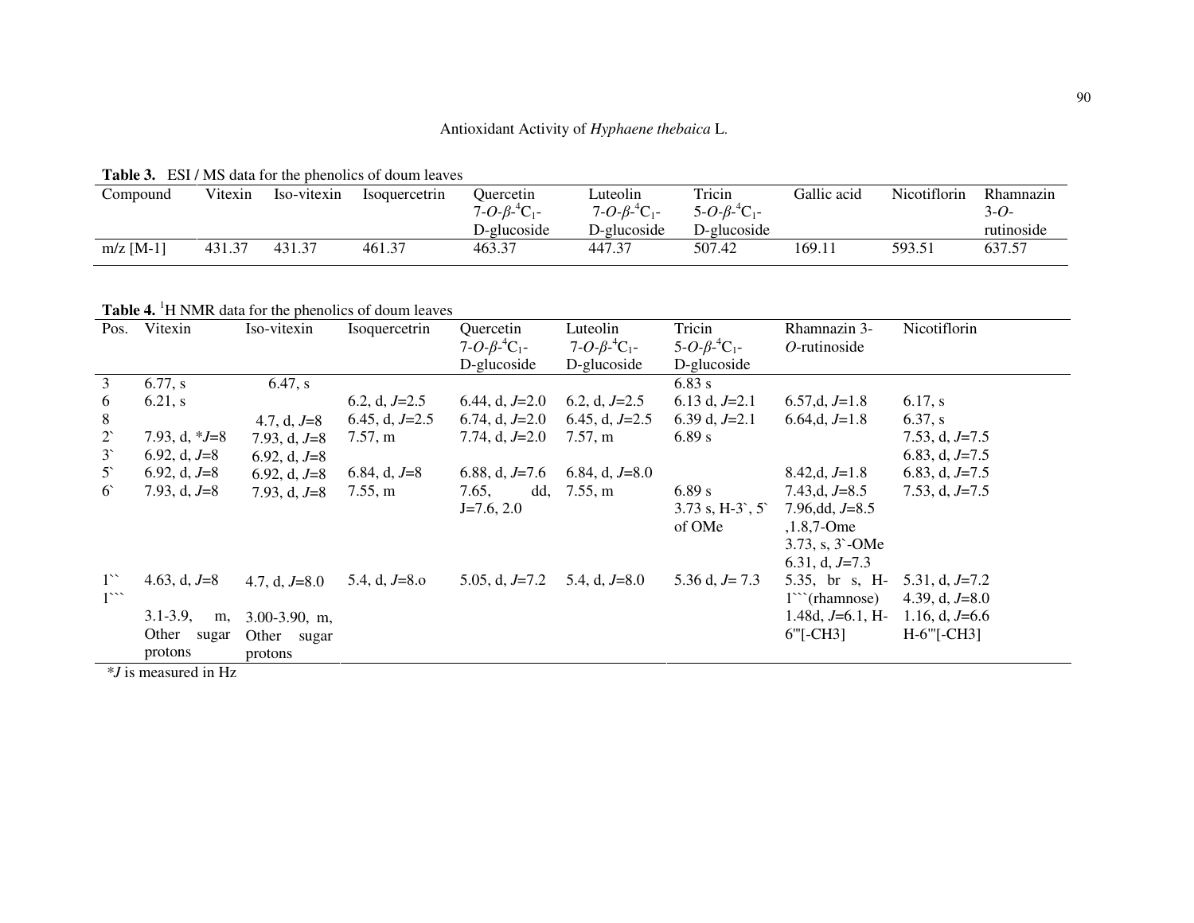**Table 3.** ESI / MS data for the phenolics of doum leaves

| Compound | Vitexin | Iso-vitexin | Isoquercetrin | Quercetin 7-*O*-*β*-$^4C_1$-D-glucoside | Luteolin 7-*O*-*β*-$^4C_1$-D-glucoside | Tricin 5-*O*-*β*-$^4C_1$-D-glucoside | Gallic acid | Nicotiflorin | Rhamnazin 3-*O*-rutinoside |
|---|---|---|---|---|---|---|---|---|---|
| m/z [M-1] | 431.37 | 431.37 | 461.37 | 463.37 | 447.37 | 507.42 | 169.11 | 593.51 | 637.57 |

**Table 4.** $^1$H NMR data for the phenolics of doum leaves

| Pos. | Vitexin | Iso-vitexin | Isoquercetrin | Quercetin 7-*O*-*β*-$^4C_1$-D-glucoside | Luteolin 7-*O*-*β*-$^4C_1$-D-glucoside | Tricin 5-*O*-*β*-$^4C_1$-D-glucoside | Rhamnazin 3-*O*-rutinoside | Nicotiflorin |
|---|---|---|---|---|---|---|---|---|
| 3 | 6.77, s | 6.47, s | | | | 6.83 s | | |
| 6 | 6.21, s | | 6.2, d, *J*=2.5 | 6.44, d, *J*=2.0 | 6.2, d, *J*=2.5 | 6.13 d, *J*=2.1 | 6.57,d, *J*=1.8 | 6.17, s |
| 8 | | 4.7, d, *J*=8 | 6.45, d, *J*=2.5 | 6.74, d, *J*=2.0 | 6.45, d, *J*=2.5 | 6.39 d, *J*=2.1 | 6.64,d, *J*=1.8 | 6.37, s |
| 2` | 7.93, d, **J*=8 | 7.93, d, *J*=8 | 7.57, m | 7.74, d, *J*=2.0 | 7.57, m | 6.89 s | | 7.53, d, *J*=7.5 |
| 3` | 6.92, d, *J*=8 | 6.92, d, *J*=8 | | | | | | 6.83, d, *J*=7.5 |
| 5` | 6.92, d, *J*=8 | 6.92, d, *J*=8 | 6.84, d, *J*=8 | 6.88, d, *J*=7.6 | 6.84, d, *J*=8.0 | | 8.42,d, *J*=1.8 | 6.83, d, *J*=7.5 |
| 6` | 7.93, d, *J*=8 | 7.93, d, *J*=8 | 7.55, m | 7.65, dd, J=7.6, 2.0 | 7.55, m | 6.89 s 3.73 s, H-3`, 5` of OMe | 7.43,d, *J*=8.5 7.96,dd, *J*=8.5 ,1.8,7-Ome 3.73, s, 3`-OMe 6.31, d, *J*=7.3 | 7.53, d, *J*=7.5 |
| 1`` 1``` | 4.63, d, *J*=8 3.1-3.9, m, Other sugar protons | 4.7, d, *J*=8.0 3.00-3.90, m, Other sugar protons | 5.4, d, *J*=8.o | 5.05, d, *J*=7.2 | 5.4, d, *J*=8.0 | 5.36 d, *J*= 7.3 | 5.35, br s, H-1```(rhamnose) 1.48d, *J*=6.1, H-6'''[-CH3] | 5.31, d, *J*=7.2 4.39, d, *J*=8.0 1.16, d, *J*=6.6 H-6'''[-CH3] |

**J* is measured in Hz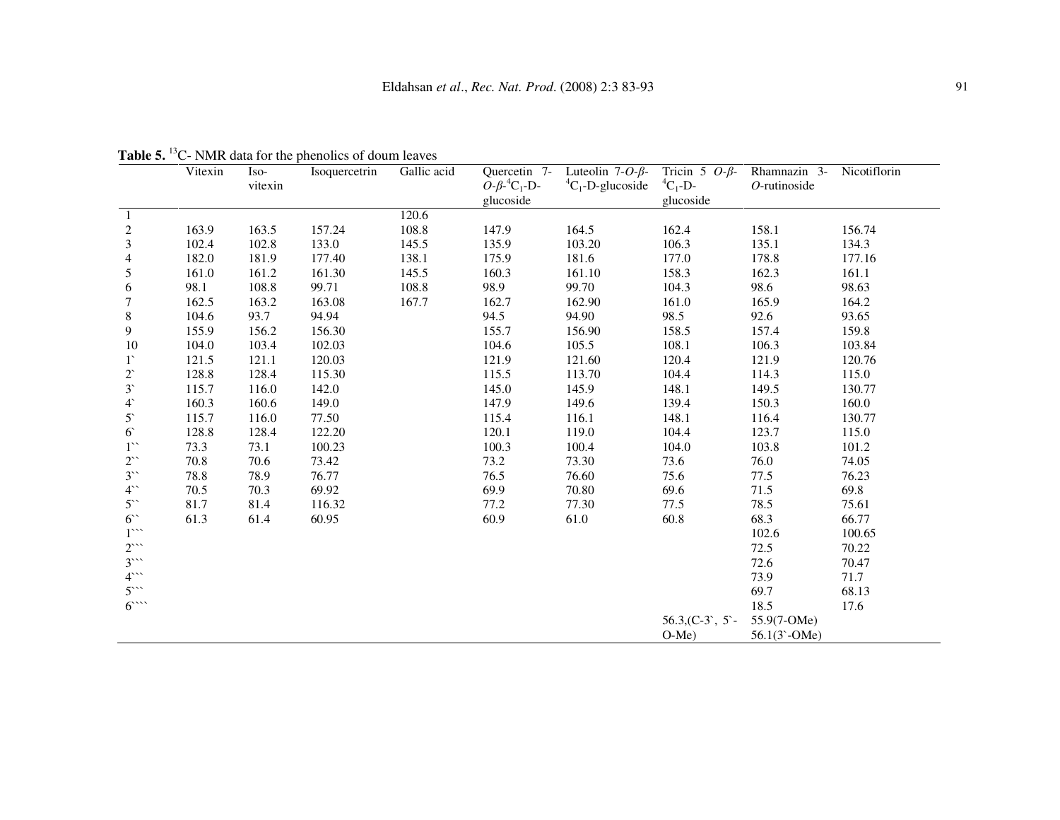**Table 5.** $^{13}$C- NMR data for the phenolics of doum leaves

| | Vitexin | Iso-vitexin | Isoquercetrin | Gallic acid | Quercetin 7-*O*-*β*-$^{4}C_1$-D-glucoside | Luteolin 7-*O*-*β*-$^{4}C_1$-D-glucoside | Tricin 5 *O*-*β*-$^{4}C_1$-D-glucoside | Rhamnazin 3-*O*-rutinoside | Nicotiflorin |
|---|---|---|---|---|---|---|---|---|---|
| 1 | | | | 120.6 | | | | | |
| 2 | 163.9 | 163.5 | 157.24 | 108.8 | 147.9 | 164.5 | 162.4 | 158.1 | 156.74 |
| 3 | 102.4 | 102.8 | 133.0 | 145.5 | 135.9 | 103.20 | 106.3 | 135.1 | 134.3 |
| 4 | 182.0 | 181.9 | 177.40 | 138.1 | 175.9 | 181.6 | 177.0 | 178.8 | 177.16 |
| 5 | 161.0 | 161.2 | 161.30 | 145.5 | 160.3 | 161.10 | 158.3 | 162.3 | 161.1 |
| 6 | 98.1 | 108.8 | 99.71 | 108.8 | 98.9 | 99.70 | 104.3 | 98.6 | 98.63 |
| 7 | 162.5 | 163.2 | 163.08 | 167.7 | 162.7 | 162.90 | 161.0 | 165.9 | 164.2 |
| 8 | 104.6 | 93.7 | 94.94 | | 94.5 | 94.90 | 98.5 | 92.6 | 93.65 |
| 9 | 155.9 | 156.2 | 156.30 | | 155.7 | 156.90 | 158.5 | 157.4 | 159.8 |
| 10 | 104.0 | 103.4 | 102.03 | | 104.6 | 105.5 | 108.1 | 106.3 | 103.84 |
| 1` | 121.5 | 121.1 | 120.03 | | 121.9 | 121.60 | 120.4 | 121.9 | 120.76 |
| 2` | 128.8 | 128.4 | 115.30 | | 115.5 | 113.70 | 104.4 | 114.3 | 115.0 |
| 3` | 115.7 | 116.0 | 142.0 | | 145.0 | 145.9 | 148.1 | 149.5 | 130.77 |
| 4` | 160.3 | 160.6 | 149.0 | | 147.9 | 149.6 | 139.4 | 150.3 | 160.0 |
| 5` | 115.7 | 116.0 | 77.50 | | 115.4 | 116.1 | 148.1 | 116.4 | 130.77 |
| 6` | 128.8 | 128.4 | 122.20 | | 120.1 | 119.0 | 104.4 | 123.7 | 115.0 |
| 1`` | 73.3 | 73.1 | 100.23 | | 100.3 | 100.4 | 104.0 | 103.8 | 101.2 |
| 2`` | 70.8 | 70.6 | 73.42 | | 73.2 | 73.30 | 73.6 | 76.0 | 74.05 |
| 3`` | 78.8 | 78.9 | 76.77 | | 76.5 | 76.60 | 75.6 | 77.5 | 76.23 |
| 4`` | 70.5 | 70.3 | 69.92 | | 69.9 | 70.80 | 69.6 | 71.5 | 69.8 |
| 5`` | 81.7 | 81.4 | 116.32 | | 77.2 | 77.30 | 77.5 | 78.5 | 75.61 |
| 6`` | 61.3 | 61.4 | 60.95 | | 60.9 | 61.0 | 60.8 | 68.3 | 66.77 |
| 1``` | | | | | | | | 102.6 | 100.65 |
| 2``` | | | | | | | | 72.5 | 70.22 |
| 3``` | | | | | | | | 72.6 | 70.47 |
| 4``` | | | | | | | | 73.9 | 71.7 |
| 5``` | | | | | | | | 69.7 | 68.13 |
| 6```` | | | | | | | | 18.5 | 17.6 |
| | | | | | | | 56.3,(C-3`, 5`-O-Me) | 55.9(7-OMe) 56.1(3`-OMe) | |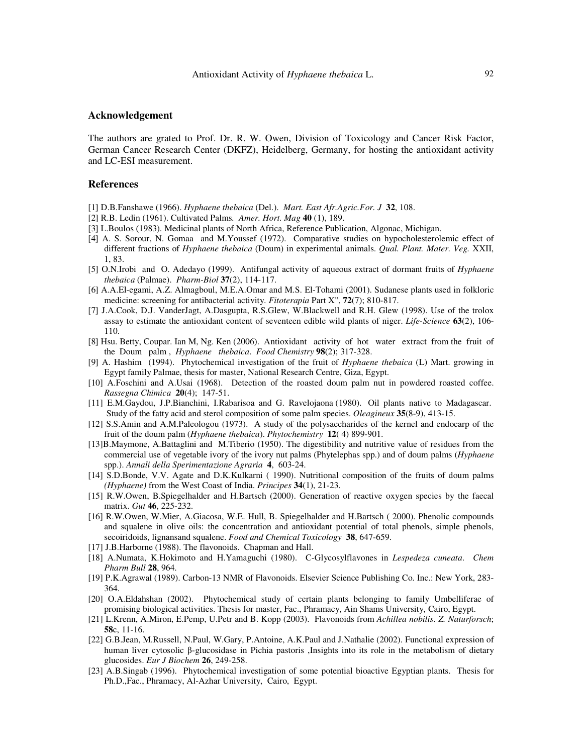## Acknowledgement

The authors are grated to Prof. Dr. R. W. Owen, Division of Toxicology and Cancer Risk Factor, German Cancer Research Center (DKFZ), Heidelberg, Germany, for hosting the antioxidant activity and LC-ESI measurement.

## References

[1] D.B.Fanshawe (1966). *Hyphaene thebaica* (Del.). *Mart. East Afr.Agric.For. J* **32**, 108.

[2] R.B. Ledin (1961). Cultivated Palms. *Amer. Hort. Mag* **40** (1), 189.

[3] L.Boulos (1983). Medicinal plants of North Africa, Reference Publication, Algonac, Michigan.

[4] A. S. Sorour, N. Gomaa and M.Youssef (1972). Comparative studies on hypocholesterolemic effect of different fractions of *Hyphaene thebaica* (Doum) in experimental animals. *Qual. Plant. Mater. Veg.* XXII, 1, 83.

[5] O.N.Irobi and O. Adedayo (1999). Antifungal activity of aqueous extract of dormant fruits of *Hyphaene thebaica* (Palmae). *Pharm-Biol* **37**(2), 114-117.

[6] A.A.El-egami, A.Z. Almagboul, M.E.A.Omar and M.S. El-Tohami (2001). Sudanese plants used in folkloric medicine: screening for antibacterial activity. *Fitoterapia* Part X", **72**(7); 810-817.

[7] J.A.Cook, D.J. VanderJagt, A.Dasgupta, R.S.Glew, W.Blackwell and R.H. Glew (1998). Use of the trolox assay to estimate the antioxidant content of seventeen edible wild plants of niger. *Life-Science* **63**(2), 106-110.

[8] Hsu. Betty, Coupar. Ian M, Ng. Ken (2006). Antioxidant activity of hot water extract from the fruit of the Doum palm , *Hyphaene thebaica*. *Food Chemistry* **98**(2); 317-328.

[9] A. Hashim (1994). Phytochemical investigation of the fruit of *Hyphaene thebaica* (L) Mart. growing in Egypt family Palmae, thesis for master, National Research Centre, Giza, Egypt.

[10] A.Foschini and A.Usai (1968). Detection of the roasted doum palm nut in powdered roasted coffee. *Rassegna Chimica* **20**(4); 147-51.

[11] E.M.Gaydou, J.P.Bianchini, I.Rabarisoa and G. Ravelojaona (1980). Oil plants native to Madagascar. Study of the fatty acid and sterol composition of some palm species. *Oleagineux* **35**(8-9), 413-15.

[12] S.S.Amin and A.M.Paleologou (1973). A study of the polysaccharides of the kernel and endocarp of the fruit of the doum palm (*Hyphaene thebaica*). *Phytochemistry* **12**( 4) 899-901.

[13] B.Maymone, A.Battaglini and M.Tiberio (1950). The digestibility and nutritive value of residues from the commercial use of vegetable ivory of the ivory nut palms (Phytelephas spp.) and of doum palms (*Hyphaene* spp.). *Annali della Sperimentazione Agraria* **4**, 603-24.

[14] S.D.Bonde, V.V. Agate and D.K.Kulkarni ( 1990). Nutritional composition of the fruits of doum palms *(Hyphaene)* from the West Coast of India. *Principes* **34**(1), 21-23.

[15] R.W.Owen, B.Spiegelhalder and H.Bartsch (2000). Generation of reactive oxygen species by the faecal matrix. *Gut* **46**, 225-232.

[16] R.W.Owen, W.Mier, A.Giacosa, W.E. Hull, B. Spiegelhalder and H.Bartsch ( 2000). Phenolic compounds and squalene in olive oils: the concentration and antioxidant potential of total phenols, simple phenols, secoiridoids, lignansand squalene. *Food and Chemical Toxicology* **38**, 647-659.

[17] J.B.Harborne (1988). The flavonoids. Chapman and Hall.

[18] A.Numata, K.Hokimoto and H.Yamaguchi (1980). C-Glycosylflavones in *Lespedeza cuneata*. *Chem Pharm Bull* **28**, 964.

[19] P.K.Agrawal (1989). Carbon-13 NMR of Flavonoids. Elsevier Science Publishing Co. Inc.: New York, 283-364.

[20] O.A.Eldahshan (2002). Phytochemical study of certain plants belonging to family Umbelliferae of promising biological activities. Thesis for master, Fac., Phramacy, Ain Shams University, Cairo, Egypt.

[21] L.Krenn, A.Miron, E.Pemp, U.Petr and B. Kopp (2003). Flavonoids from *Achillea nobilis*. *Z. Naturforsch*; **58**c, 11-16.

[22] G.B.Jean, M.Russell, N.Paul, W.Gary, P.Antoine, A.K.Paul and J.Nathalie (2002). Functional expression of human liver cytosolic β-glucosidase in Pichia pastoris ,Insights into its role in the metabolism of dietary glucosides. *Eur J Biochem* **26**, 249-258.

[23] A.B.Singab (1996). Phytochemical investigation of some potential bioactive Egyptian plants. Thesis for Ph.D.,Fac., Phramacy, Al-Azhar University, Cairo, Egypt.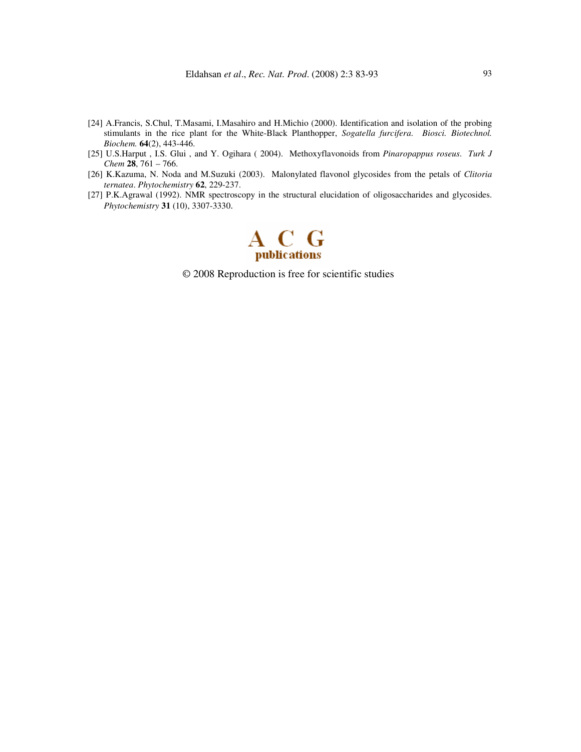[24] A.Francis, S.Chul, T.Masami, I.Masahiro and H.Michio (2000). Identification and isolation of the probing stimulants in the rice plant for the White-Black Planthopper, *Sogatella furcifera*. *Biosci. Biotechnol. Biochem.* **64**(2), 443-446.

[25] U.S.Harput , I.S. Glui , and Y. Ogihara ( 2004). Methoxyflavonoids from *Pinaropappus roseus*. *Turk J Chem* **28**, 761 – 766.

[26] K.Kazuma, N. Noda and M.Suzuki (2003). Malonylated flavonol glycosides from the petals of *Clitoria ternatea*. *Phytochemistry* **62**, 229-237.

[27] P.K.Agrawal (1992). NMR spectroscopy in the structural elucidation of oligosaccharides and glycosides. *Phytochemistry* **31** (10), 3307-3330.

A C G
publications

© 2008 Reproduction is free for scientific studies